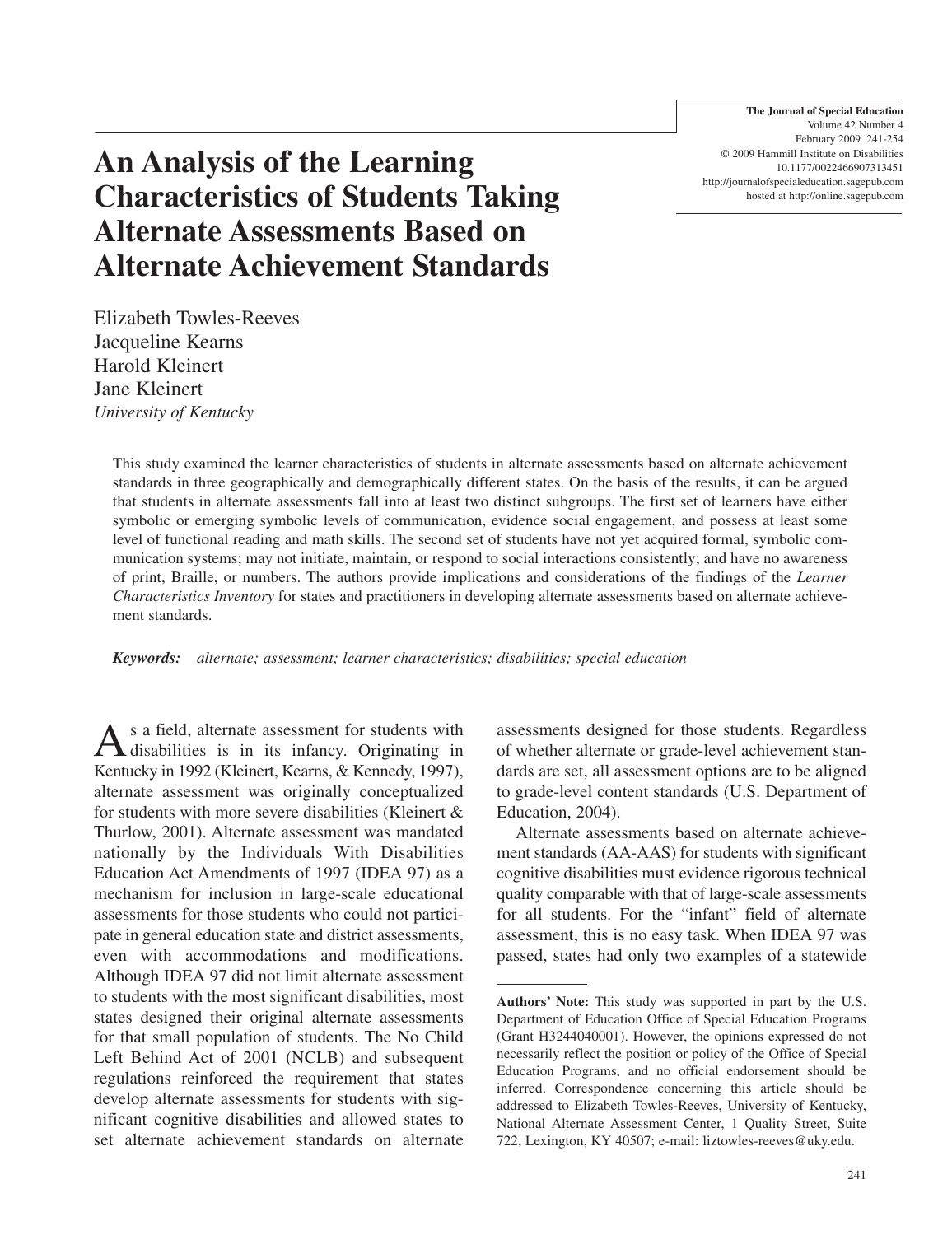# An Analysis of the Learning Characteristics of Students Taking Alternate Assessments Based on Alternate Achievement Standards

Elizabeth Towles-Reeves
Jacqueline Kearns
Harold Kleinert
Jane Kleinert
*University of Kentucky*

This study examined the learner characteristics of students in alternate assessments based on alternate achievement standards in three geographically and demographically different states. On the basis of the results, it can be argued that students in alternate assessments fall into at least two distinct subgroups. The first set of learners have either symbolic or emerging symbolic levels of communication, evidence social engagement, and possess at least some level of functional reading and math skills. The second set of students have not yet acquired formal, symbolic communication systems; may not initiate, maintain, or respond to social interactions consistently; and have no awareness of print, Braille, or numbers. The authors provide implications and considerations of the findings of the *Learner Characteristics Inventory* for states and practitioners in developing alternate assessments based on alternate achievement standards.

***Keywords:*** *alternate; assessment; learner characteristics; disabilities; special education*

As a field, alternate assessment for students with disabilities is in its infancy. Originating in Kentucky in 1992 (Kleinert, Kearns, & Kennedy, 1997), alternate assessment was originally conceptualized for students with more severe disabilities (Kleinert & Thurlow, 2001). Alternate assessment was mandated nationally by the Individuals With Disabilities Education Act Amendments of 1997 (IDEA 97) as a mechanism for inclusion in large-scale educational assessments for those students who could not participate in general education state and district assessments, even with accommodations and modifications. Although IDEA 97 did not limit alternate assessment to students with the most significant disabilities, most states designed their original alternate assessments for that small population of students. The No Child Left Behind Act of 2001 (NCLB) and subsequent regulations reinforced the requirement that states develop alternate assessments for students with significant cognitive disabilities and allowed states to set alternate achievement standards on alternate assessments designed for those students. Regardless of whether alternate or grade-level achievement standards are set, all assessment options are to be aligned to grade-level content standards (U.S. Department of Education, 2004).

Alternate assessments based on alternate achievement standards (AA-AAS) for students with significant cognitive disabilities must evidence rigorous technical quality comparable with that of large-scale assessments for all students. For the "infant" field of alternate assessment, this is no easy task. When IDEA 97 was passed, states had only two examples of a statewide

**Authors' Note:** This study was supported in part by the U.S. Department of Education Office of Special Education Programs (Grant H3244040001). However, the opinions expressed do not necessarily reflect the position or policy of the Office of Special Education Programs, and no official endorsement should be inferred. Correspondence concerning this article should be addressed to Elizabeth Towles-Reeves, University of Kentucky, National Alternate Assessment Center, 1 Quality Street, Suite 722, Lexington, KY 40507; e-mail: liztowles-reeves@uky.edu.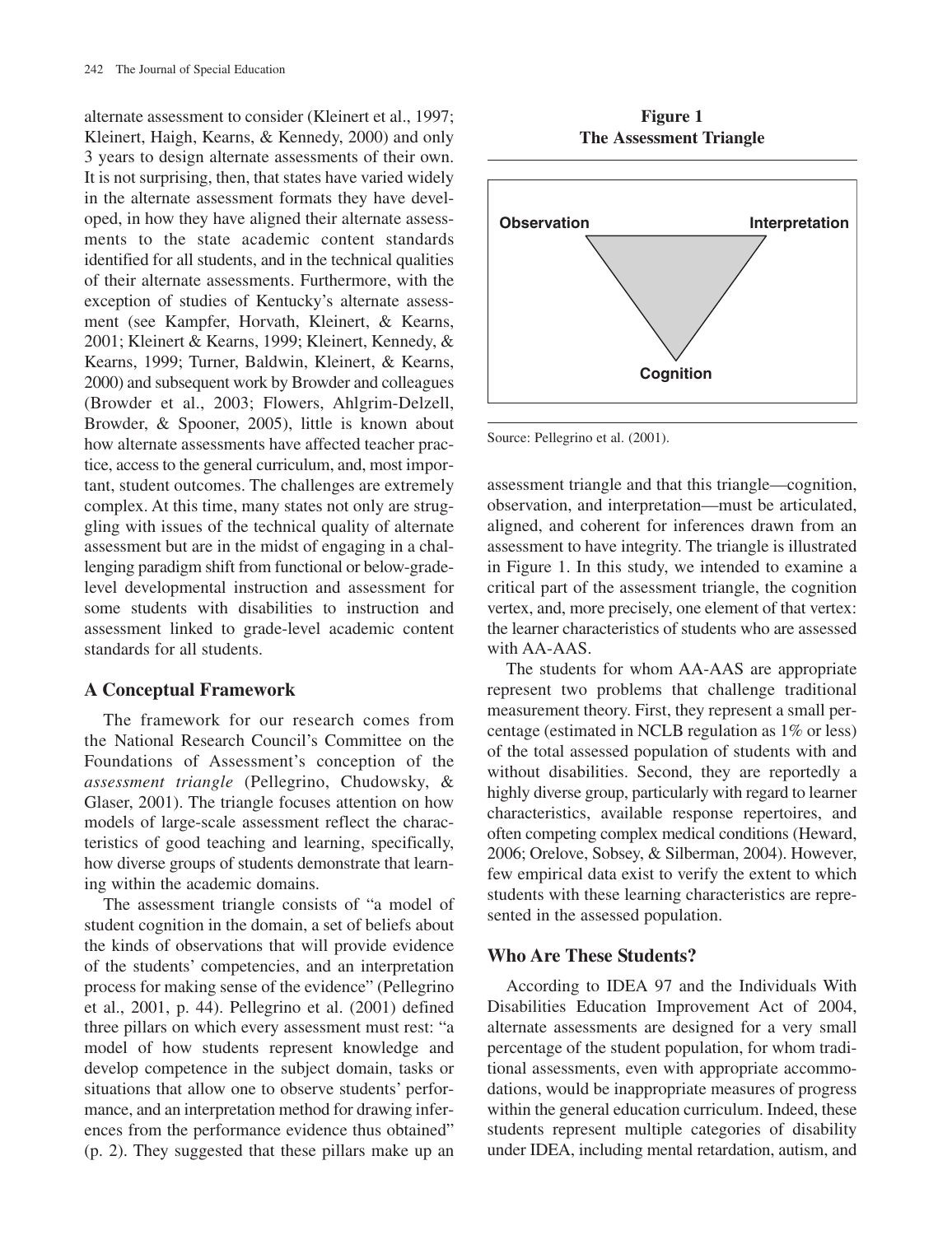alternate assessment to consider (Kleinert et al., 1997; Kleinert, Haigh, Kearns, & Kennedy, 2000) and only 3 years to design alternate assessments of their own. It is not surprising, then, that states have varied widely in the alternate assessment formats they have developed, in how they have aligned their alternate assessments to the state academic content standards identified for all students, and in the technical qualities of their alternate assessments. Furthermore, with the exception of studies of Kentucky's alternate assessment (see Kampfer, Horvath, Kleinert, & Kearns, 2001; Kleinert & Kearns, 1999; Kleinert, Kennedy, & Kearns, 1999; Turner, Baldwin, Kleinert, & Kearns, 2000) and subsequent work by Browder and colleagues (Browder et al., 2003; Flowers, Ahlgrim-Delzell, Browder, & Spooner, 2005), little is known about how alternate assessments have affected teacher practice, access to the general curriculum, and, most important, student outcomes. The challenges are extremely complex. At this time, many states not only are struggling with issues of the technical quality of alternate assessment but are in the midst of engaging in a challenging paradigm shift from functional or below-grade-level developmental instruction and assessment for some students with disabilities to instruction and assessment linked to grade-level academic content standards for all students.

## A Conceptual Framework

The framework for our research comes from the National Research Council's Committee on the Foundations of Assessment's conception of the *assessment triangle* (Pellegrino, Chudowsky, & Glaser, 2001). The triangle focuses attention on how models of large-scale assessment reflect the characteristics of good teaching and learning, specifically, how diverse groups of students demonstrate that learning within the academic domains.

The assessment triangle consists of "a model of student cognition in the domain, a set of beliefs about the kinds of observations that will provide evidence of the students' competencies, and an interpretation process for making sense of the evidence" (Pellegrino et al., 2001, p. 44). Pellegrino et al. (2001) defined three pillars on which every assessment must rest: "a model of how students represent knowledge and develop competence in the subject domain, tasks or situations that allow one to observe students' performance, and an interpretation method for drawing inferences from the performance evidence thus obtained" (p. 2). They suggested that these pillars make up an assessment triangle and that this triangle—cognition, observation, and interpretation—must be articulated, aligned, and coherent for inferences drawn from an assessment to have integrity. The triangle is illustrated in Figure 1. In this study, we intended to examine a critical part of the assessment triangle, the cognition vertex, and, more precisely, one element of that vertex: the learner characteristics of students who are assessed with AA-AAS.

**Figure 1**
**The Assessment Triangle**

Observation — Interpretation — Cognition

Source: Pellegrino et al. (2001).

The students for whom AA-AAS are appropriate represent two problems that challenge traditional measurement theory. First, they represent a small percentage (estimated in NCLB regulation as 1% or less) of the total assessed population of students with and without disabilities. Second, they are reportedly a highly diverse group, particularly with regard to learner characteristics, available response repertoires, and often competing complex medical conditions (Heward, 2006; Orelove, Sobsey, & Silberman, 2004). However, few empirical data exist to verify the extent to which students with these learning characteristics are represented in the assessed population.

## Who Are These Students?

According to IDEA 97 and the Individuals With Disabilities Education Improvement Act of 2004, alternate assessments are designed for a very small percentage of the student population, for whom traditional assessments, even with appropriate accommodations, would be inappropriate measures of progress within the general education curriculum. Indeed, these students represent multiple categories of disability under IDEA, including mental retardation, autism, and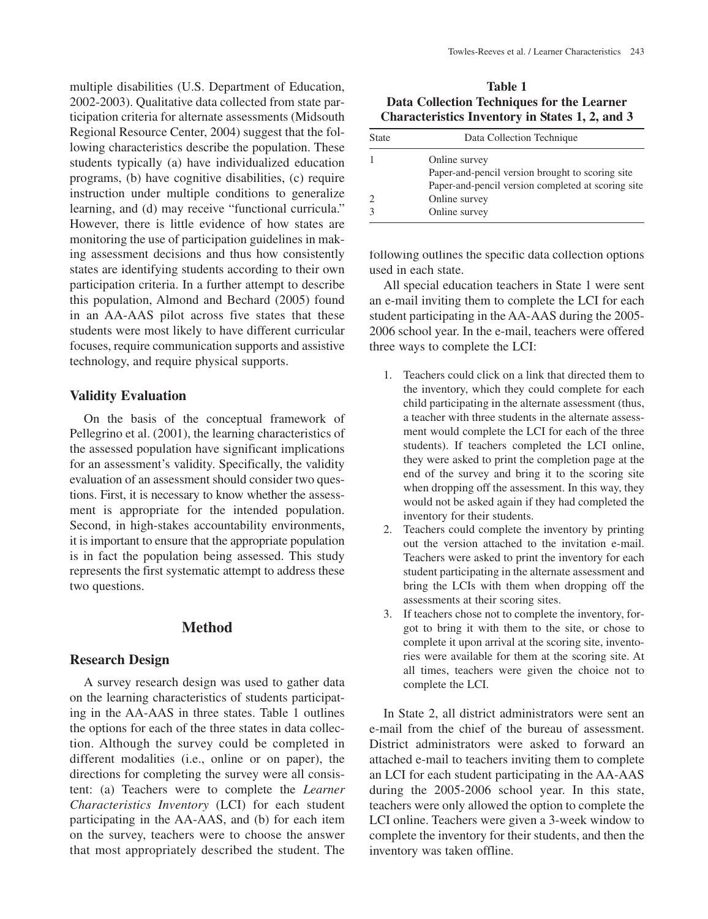multiple disabilities (U.S. Department of Education, 2002-2003). Qualitative data collected from state participation criteria for alternate assessments (Midsouth Regional Resource Center, 2004) suggest that the following characteristics describe the population. These students typically (a) have individualized education programs, (b) have cognitive disabilities, (c) require instruction under multiple conditions to generalize learning, and (d) may receive "functional curricula." However, there is little evidence of how states are monitoring the use of participation guidelines in making assessment decisions and thus how consistently states are identifying students according to their own participation criteria. In a further attempt to describe this population, Almond and Bechard (2005) found in an AA-AAS pilot across five states that these students were most likely to have different curricular focuses, require communication supports and assistive technology, and require physical supports.

## Validity Evaluation

On the basis of the conceptual framework of Pellegrino et al. (2001), the learning characteristics of the assessed population have significant implications for an assessment's validity. Specifically, the validity evaluation of an assessment should consider two questions. First, it is necessary to know whether the assessment is appropriate for the intended population. Second, in high-stakes accountability environments, it is important to ensure that the appropriate population is in fact the population being assessed. This study represents the first systematic attempt to address these two questions.

# Method

## Research Design

A survey research design was used to gather data on the learning characteristics of students participating in the AA-AAS in three states. Table 1 outlines the options for each of the three states in data collection. Although the survey could be completed in different modalities (i.e., online or on paper), the directions for completing the survey were all consistent: (a) Teachers were to complete the *Learner Characteristics Inventory* (LCI) for each student participating in the AA-AAS, and (b) for each item on the survey, teachers were to choose the answer that most appropriately described the student. The following outlines the specific data collection options used in each state.

**Table 1**
**Data Collection Techniques for the Learner Characteristics Inventory in States 1, 2, and 3**

| State | Data Collection Technique |
|---|---|
| 1 | Online survey |
| | Paper-and-pencil version brought to scoring site |
| | Paper-and-pencil version completed at scoring site |
| 2 | Online survey |
| 3 | Online survey |

All special education teachers in State 1 were sent an e-mail inviting them to complete the LCI for each student participating in the AA-AAS during the 2005-2006 school year. In the e-mail, teachers were offered three ways to complete the LCI:

1. Teachers could click on a link that directed them to the inventory, which they could complete for each child participating in the alternate assessment (thus, a teacher with three students in the alternate assessment would complete the LCI for each of the three students). If teachers completed the LCI online, they were asked to print the completion page at the end of the survey and bring it to the scoring site when dropping off the assessment. In this way, they would not be asked again if they had completed the inventory for their students.
2. Teachers could complete the inventory by printing out the version attached to the invitation e-mail. Teachers were asked to print the inventory for each student participating in the alternate assessment and bring the LCIs with them when dropping off the assessments at their scoring sites.
3. If teachers chose not to complete the inventory, forgot to bring it with them to the site, or chose to complete it upon arrival at the scoring site, inventories were available for them at the scoring site. At all times, teachers were given the choice not to complete the LCI.

In State 2, all district administrators were sent an e-mail from the chief of the bureau of assessment. District administrators were asked to forward an attached e-mail to teachers inviting them to complete an LCI for each student participating in the AA-AAS during the 2005-2006 school year. In this state, teachers were only allowed the option to complete the LCI online. Teachers were given a 3-week window to complete the inventory for their students, and then the inventory was taken offline.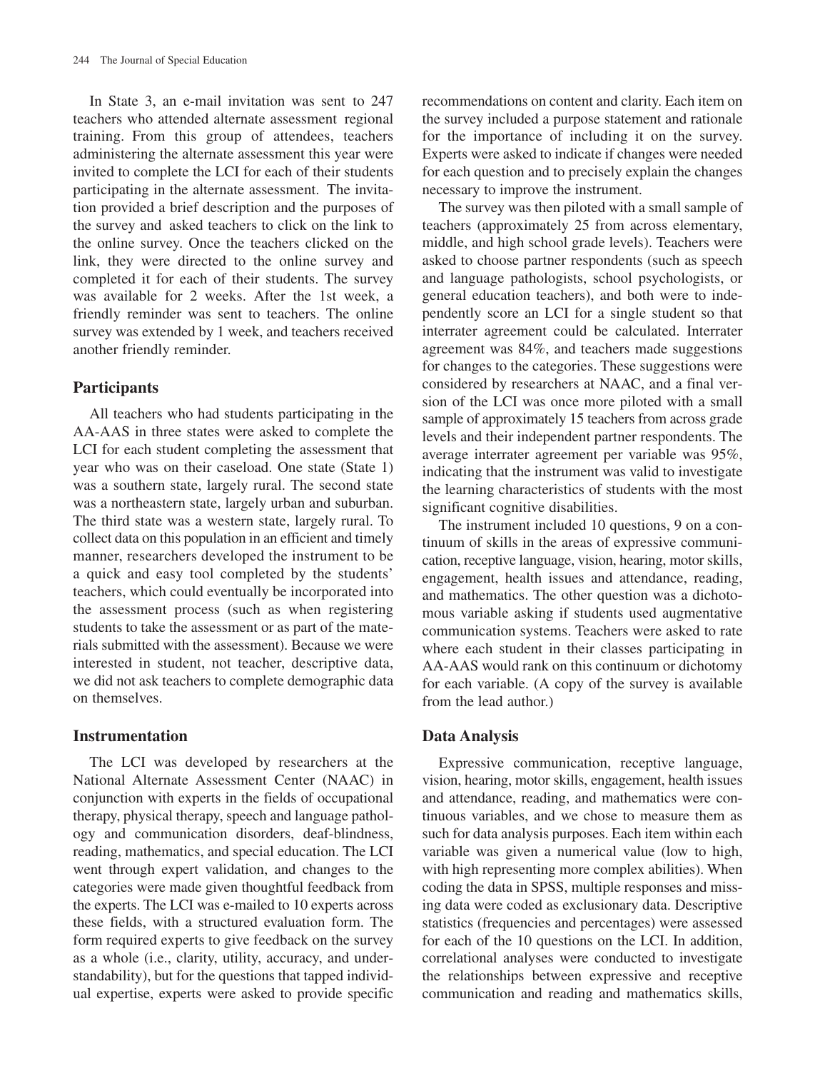In State 3, an e-mail invitation was sent to 247 teachers who attended alternate assessment regional training. From this group of attendees, teachers administering the alternate assessment this year were invited to complete the LCI for each of their students participating in the alternate assessment. The invitation provided a brief description and the purposes of the survey and asked teachers to click on the link to the online survey. Once the teachers clicked on the link, they were directed to the online survey and completed it for each of their students. The survey was available for 2 weeks. After the 1st week, a friendly reminder was sent to teachers. The online survey was extended by 1 week, and teachers received another friendly reminder.

## Participants

All teachers who had students participating in the AA-AAS in three states were asked to complete the LCI for each student completing the assessment that year who was on their caseload. One state (State 1) was a southern state, largely rural. The second state was a northeastern state, largely urban and suburban. The third state was a western state, largely rural. To collect data on this population in an efficient and timely manner, researchers developed the instrument to be a quick and easy tool completed by the students' teachers, which could eventually be incorporated into the assessment process (such as when registering students to take the assessment or as part of the materials submitted with the assessment). Because we were interested in student, not teacher, descriptive data, we did not ask teachers to complete demographic data on themselves.

## Instrumentation

The LCI was developed by researchers at the National Alternate Assessment Center (NAAC) in conjunction with experts in the fields of occupational therapy, physical therapy, speech and language pathology and communication disorders, deaf-blindness, reading, mathematics, and special education. The LCI went through expert validation, and changes to the categories were made given thoughtful feedback from the experts. The LCI was e-mailed to 10 experts across these fields, with a structured evaluation form. The form required experts to give feedback on the survey as a whole (i.e., clarity, utility, accuracy, and understandability), but for the questions that tapped individual expertise, experts were asked to provide specific recommendations on content and clarity. Each item on the survey included a purpose statement and rationale for the importance of including it on the survey. Experts were asked to indicate if changes were needed for each question and to precisely explain the changes necessary to improve the instrument.

The survey was then piloted with a small sample of teachers (approximately 25 from across elementary, middle, and high school grade levels). Teachers were asked to choose partner respondents (such as speech and language pathologists, school psychologists, or general education teachers), and both were to independently score an LCI for a single student so that interrater agreement could be calculated. Interrater agreement was 84%, and teachers made suggestions for changes to the categories. These suggestions were considered by researchers at NAAC, and a final version of the LCI was once more piloted with a small sample of approximately 15 teachers from across grade levels and their independent partner respondents. The average interrater agreement per variable was 95%, indicating that the instrument was valid to investigate the learning characteristics of students with the most significant cognitive disabilities.

The instrument included 10 questions, 9 on a continuum of skills in the areas of expressive communication, receptive language, vision, hearing, motor skills, engagement, health issues and attendance, reading, and mathematics. The other question was a dichotomous variable asking if students used augmentative communication systems. Teachers were asked to rate where each student in their classes participating in AA-AAS would rank on this continuum or dichotomy for each variable. (A copy of the survey is available from the lead author.)

## Data Analysis

Expressive communication, receptive language, vision, hearing, motor skills, engagement, health issues and attendance, reading, and mathematics were continuous variables, and we chose to measure them as such for data analysis purposes. Each item within each variable was given a numerical value (low to high, with high representing more complex abilities). When coding the data in SPSS, multiple responses and missing data were coded as exclusionary data. Descriptive statistics (frequencies and percentages) were assessed for each of the 10 questions on the LCI. In addition, correlational analyses were conducted to investigate the relationships between expressive and receptive communication and reading and mathematics skills,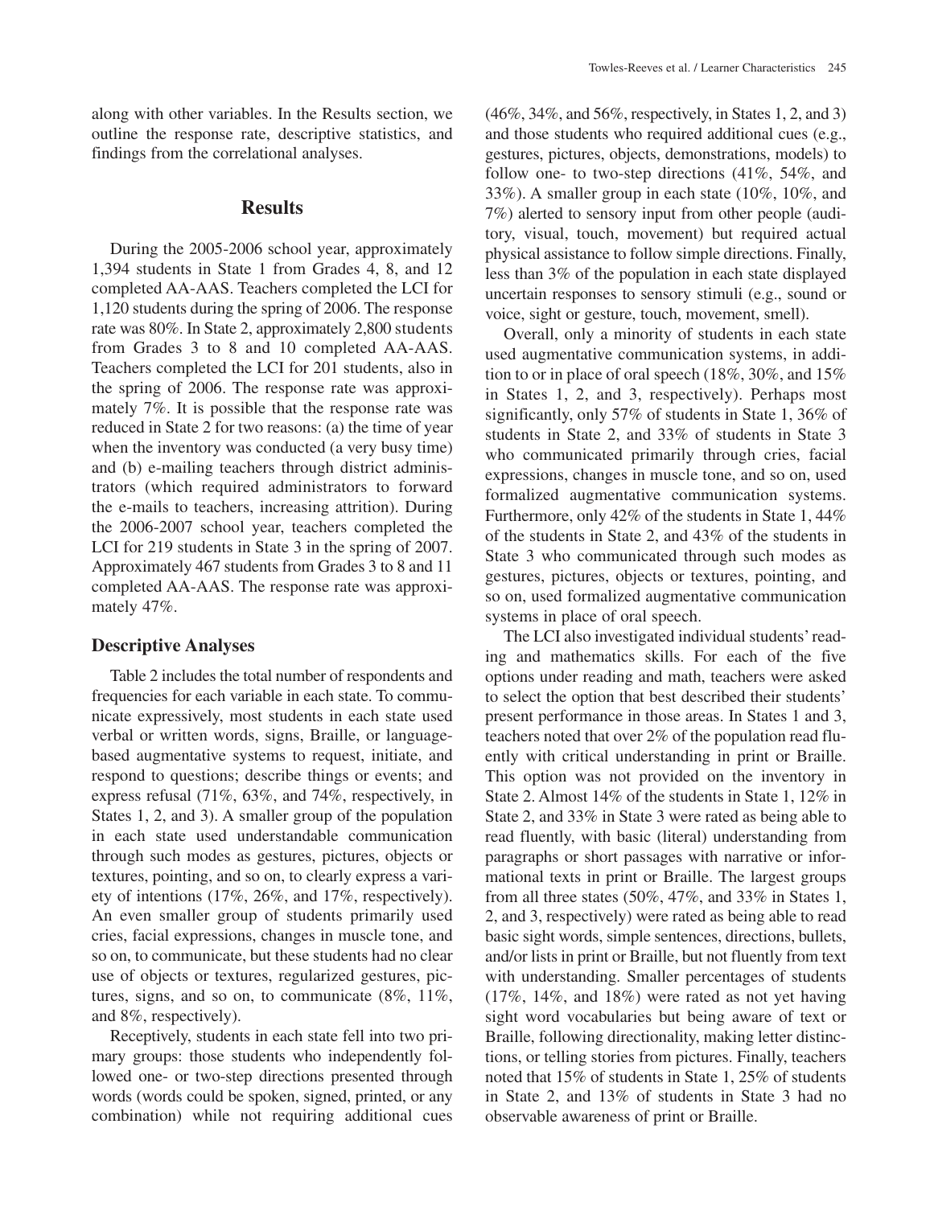along with other variables. In the Results section, we outline the response rate, descriptive statistics, and findings from the correlational analyses.

## Results

During the 2005-2006 school year, approximately 1,394 students in State 1 from Grades 4, 8, and 12 completed AA-AAS. Teachers completed the LCI for 1,120 students during the spring of 2006. The response rate was 80%. In State 2, approximately 2,800 students from Grades 3 to 8 and 10 completed AA-AAS. Teachers completed the LCI for 201 students, also in the spring of 2006. The response rate was approximately 7%. It is possible that the response rate was reduced in State 2 for two reasons: (a) the time of year when the inventory was conducted (a very busy time) and (b) e-mailing teachers through district administrators (which required administrators to forward the e-mails to teachers, increasing attrition). During the 2006-2007 school year, teachers completed the LCI for 219 students in State 3 in the spring of 2007. Approximately 467 students from Grades 3 to 8 and 11 completed AA-AAS. The response rate was approximately 47%.

### Descriptive Analyses

Table 2 includes the total number of respondents and frequencies for each variable in each state. To communicate expressively, most students in each state used verbal or written words, signs, Braille, or language-based augmentative systems to request, initiate, and respond to questions; describe things or events; and express refusal (71%, 63%, and 74%, respectively, in States 1, 2, and 3). A smaller group of the population in each state used understandable communication through such modes as gestures, pictures, objects or textures, pointing, and so on, to clearly express a variety of intentions (17%, 26%, and 17%, respectively). An even smaller group of students primarily used cries, facial expressions, changes in muscle tone, and so on, to communicate, but these students had no clear use of objects or textures, regularized gestures, pictures, signs, and so on, to communicate (8%, 11%, and 8%, respectively).

Receptively, students in each state fell into two primary groups: those students who independently followed one- or two-step directions presented through words (words could be spoken, signed, printed, or any combination) while not requiring additional cues (46%, 34%, and 56%, respectively, in States 1, 2, and 3) and those students who required additional cues (e.g., gestures, pictures, objects, demonstrations, models) to follow one- to two-step directions (41%, 54%, and 33%). A smaller group in each state (10%, 10%, and 7%) alerted to sensory input from other people (auditory, visual, touch, movement) but required actual physical assistance to follow simple directions. Finally, less than 3% of the population in each state displayed uncertain responses to sensory stimuli (e.g., sound or voice, sight or gesture, touch, movement, smell).

Overall, only a minority of students in each state used augmentative communication systems, in addition to or in place of oral speech (18%, 30%, and 15% in States 1, 2, and 3, respectively). Perhaps most significantly, only 57% of students in State 1, 36% of students in State 2, and 33% of students in State 3 who communicated primarily through cries, facial expressions, changes in muscle tone, and so on, used formalized augmentative communication systems. Furthermore, only 42% of the students in State 1, 44% of the students in State 2, and 43% of the students in State 3 who communicated through such modes as gestures, pictures, objects or textures, pointing, and so on, used formalized augmentative communication systems in place of oral speech.

The LCI also investigated individual students' reading and mathematics skills. For each of the five options under reading and math, teachers were asked to select the option that best described their students' present performance in those areas. In States 1 and 3, teachers noted that over 2% of the population read fluently with critical understanding in print or Braille. This option was not provided on the inventory in State 2. Almost 14% of the students in State 1, 12% in State 2, and 33% in State 3 were rated as being able to read fluently, with basic (literal) understanding from paragraphs or short passages with narrative or informational texts in print or Braille. The largest groups from all three states (50%, 47%, and 33% in States 1, 2, and 3, respectively) were rated as being able to read basic sight words, simple sentences, directions, bullets, and/or lists in print or Braille, but not fluently from text with understanding. Smaller percentages of students (17%, 14%, and 18%) were rated as not yet having sight word vocabularies but being aware of text or Braille, following directionality, making letter distinctions, or telling stories from pictures. Finally, teachers noted that 15% of students in State 1, 25% of students in State 2, and 13% of students in State 3 had no observable awareness of print or Braille.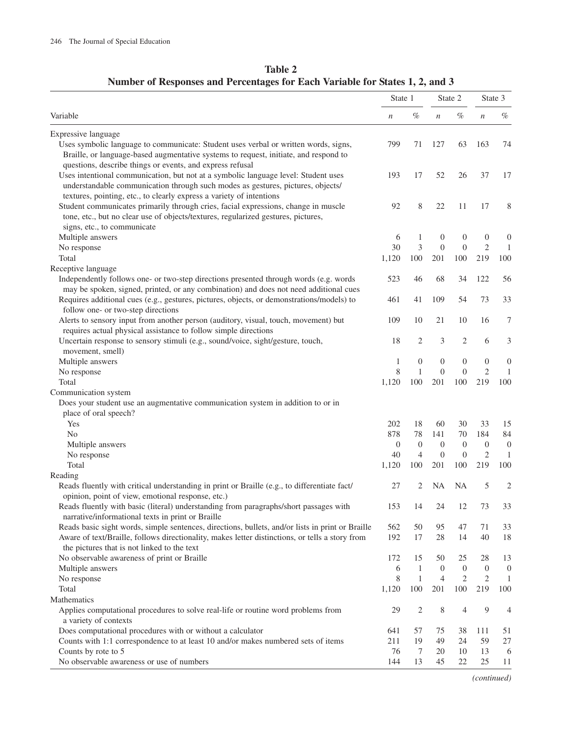**Table 2**
**Number of Responses and Percentages for Each Variable for States 1, 2, and 3**

| Variable | State 1 | | State 2 | | State 3 | |
|---|---|---|---|---|---|---|
| | *n* | % | *n* | % | *n* | % |
| Expressive language | | | | | | |
| Uses symbolic language to communicate: Student uses verbal or written words, signs, Braille, or language-based augmentative systems to request, initiate, and respond to questions, describe things or events, and express refusal | 799 | 71 | 127 | 63 | 163 | 74 |
| Uses intentional communication, but not at a symbolic language level: Student uses understandable communication through such modes as gestures, pictures, objects/textures, pointing, etc., to clearly express a variety of intentions | 193 | 17 | 52 | 26 | 37 | 17 |
| Student communicates primarily through cries, facial expressions, change in muscle tone, etc., but no clear use of objects/textures, regularized gestures, pictures, signs, etc., to communicate | 92 | 8 | 22 | 11 | 17 | 8 |
| Multiple answers | 6 | 1 | 0 | 0 | 0 | 0 |
| No response | 30 | 3 | 0 | 0 | 2 | 1 |
| Total | 1,120 | 100 | 201 | 100 | 219 | 100 |
| Receptive language | | | | | | |
| Independently follows one- or two-step directions presented through words (e.g. words may be spoken, signed, printed, or any combination) and does not need additional cues | 523 | 46 | 68 | 34 | 122 | 56 |
| Requires additional cues (e.g., gestures, pictures, objects, or demonstrations/models) to follow one- or two-step directions | 461 | 41 | 109 | 54 | 73 | 33 |
| Alerts to sensory input from another person (auditory, visual, touch, movement) but requires actual physical assistance to follow simple directions | 109 | 10 | 21 | 10 | 16 | 7 |
| Uncertain response to sensory stimuli (e.g., sound/voice, sight/gesture, touch, movement, smell) | 18 | 2 | 3 | 2 | 6 | 3 |
| Multiple answers | 1 | 0 | 0 | 0 | 0 | 0 |
| No response | 8 | 1 | 0 | 0 | 2 | 1 |
| Total | 1,120 | 100 | 201 | 100 | 219 | 100 |
| Communication system | | | | | | |
| Does your student use an augmentative communication system in addition to or in place of oral speech? | | | | | | |
| Yes | 202 | 18 | 60 | 30 | 33 | 15 |
| No | 878 | 78 | 141 | 70 | 184 | 84 |
| Multiple answers | 0 | 0 | 0 | 0 | 0 | 0 |
| No response | 40 | 4 | 0 | 0 | 2 | 1 |
| Total | 1,120 | 100 | 201 | 100 | 219 | 100 |
| Reading | | | | | | |
| Reads fluently with critical understanding in print or Braille (e.g., to differentiate fact/opinion, point of view, emotional response, etc.) | 27 | 2 | NA | NA | 5 | 2 |
| Reads fluently with basic (literal) understanding from paragraphs/short passages with narrative/informational texts in print or Braille | 153 | 14 | 24 | 12 | 73 | 33 |
| Reads basic sight words, simple sentences, directions, bullets, and/or lists in print or Braille | 562 | 50 | 95 | 47 | 71 | 33 |
| Aware of text/Braille, follows directionality, makes letter distinctions, or tells a story from the pictures that is not linked to the text | 192 | 17 | 28 | 14 | 40 | 18 |
| No observable awareness of print or Braille | 172 | 15 | 50 | 25 | 28 | 13 |
| Multiple answers | 6 | 1 | 0 | 0 | 0 | 0 |
| No response | 8 | 1 | 4 | 2 | 2 | 1 |
| Total | 1,120 | 100 | 201 | 100 | 219 | 100 |
| Mathematics | | | | | | |
| Applies computational procedures to solve real-life or routine word problems from a variety of contexts | 29 | 2 | 8 | 4 | 9 | 4 |
| Does computational procedures with or without a calculator | 641 | 57 | 75 | 38 | 111 | 51 |
| Counts with 1:1 correspondence to at least 10 and/or makes numbered sets of items | 211 | 19 | 49 | 24 | 59 | 27 |
| Counts by rote to 5 | 76 | 7 | 20 | 10 | 13 | 6 |
| No observable awareness or use of numbers | 144 | 13 | 45 | 22 | 25 | 11 |

*(continued)*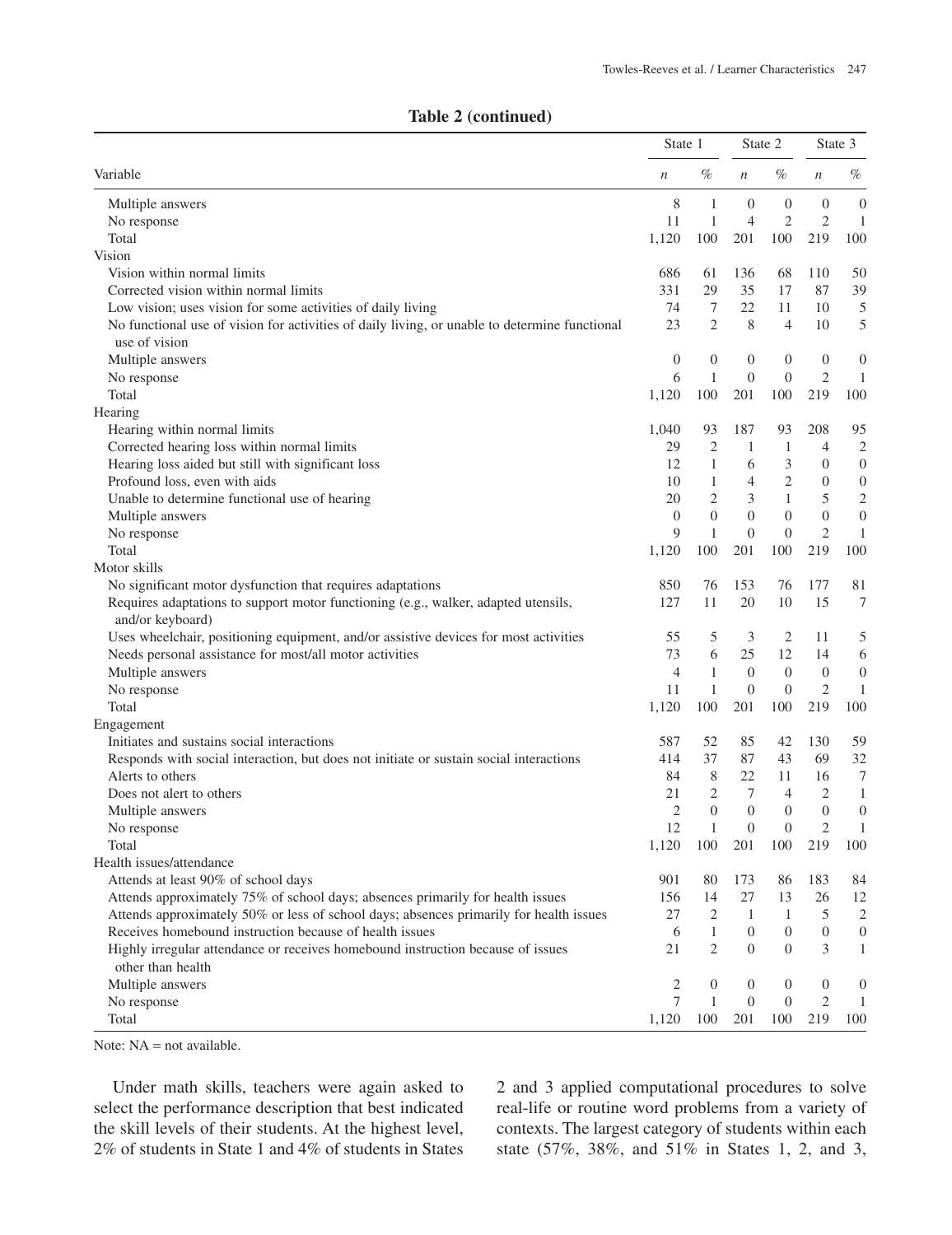**Table 2 (continued)**

| Variable | State 1 | | State 2 | | State 3 | |
|---|---|---|---|---|---|---|
| | *n* | % | *n* | % | *n* | % |
| Multiple answers | 8 | 1 | 0 | 0 | 0 | 0 |
| No response | 11 | 1 | 4 | 2 | 2 | 1 |
| Total | 1,120 | 100 | 201 | 100 | 219 | 100 |
| Vision | | | | | | |
| Vision within normal limits | 686 | 61 | 136 | 68 | 110 | 50 |
| Corrected vision within normal limits | 331 | 29 | 35 | 17 | 87 | 39 |
| Low vision; uses vision for some activities of daily living | 74 | 7 | 22 | 11 | 10 | 5 |
| No functional use of vision for activities of daily living, or unable to determine functional use of vision | 23 | 2 | 8 | 4 | 10 | 5 |
| Multiple answers | 0 | 0 | 0 | 0 | 0 | 0 |
| No response | 6 | 1 | 0 | 0 | 2 | 1 |
| Total | 1,120 | 100 | 201 | 100 | 219 | 100 |
| Hearing | | | | | | |
| Hearing within normal limits | 1,040 | 93 | 187 | 93 | 208 | 95 |
| Corrected hearing loss within normal limits | 29 | 2 | 1 | 1 | 4 | 2 |
| Hearing loss aided but still with significant loss | 12 | 1 | 6 | 3 | 0 | 0 |
| Profound loss, even with aids | 10 | 1 | 4 | 2 | 0 | 0 |
| Unable to determine functional use of hearing | 20 | 2 | 3 | 1 | 5 | 2 |
| Multiple answers | 0 | 0 | 0 | 0 | 0 | 0 |
| No response | 9 | 1 | 0 | 0 | 2 | 1 |
| Total | 1,120 | 100 | 201 | 100 | 219 | 100 |
| Motor skills | | | | | | |
| No significant motor dysfunction that requires adaptations | 850 | 76 | 153 | 76 | 177 | 81 |
| Requires adaptations to support motor functioning (e.g., walker, adapted utensils, and/or keyboard) | 127 | 11 | 20 | 10 | 15 | 7 |
| Uses wheelchair, positioning equipment, and/or assistive devices for most activities | 55 | 5 | 3 | 2 | 11 | 5 |
| Needs personal assistance for most/all motor activities | 73 | 6 | 25 | 12 | 14 | 6 |
| Multiple answers | 4 | 1 | 0 | 0 | 0 | 0 |
| No response | 11 | 1 | 0 | 0 | 2 | 1 |
| Total | 1,120 | 100 | 201 | 100 | 219 | 100 |
| Engagement | | | | | | |
| Initiates and sustains social interactions | 587 | 52 | 85 | 42 | 130 | 59 |
| Responds with social interaction, but does not initiate or sustain social interactions | 414 | 37 | 87 | 43 | 69 | 32 |
| Alerts to others | 84 | 8 | 22 | 11 | 16 | 7 |
| Does not alert to others | 21 | 2 | 7 | 4 | 2 | 1 |
| Multiple answers | 2 | 0 | 0 | 0 | 0 | 0 |
| No response | 12 | 1 | 0 | 0 | 2 | 1 |
| Total | 1,120 | 100 | 201 | 100 | 219 | 100 |
| Health issues/attendance | | | | | | |
| Attends at least 90% of school days | 901 | 80 | 173 | 86 | 183 | 84 |
| Attends approximately 75% of school days; absences primarily for health issues | 156 | 14 | 27 | 13 | 26 | 12 |
| Attends approximately 50% or less of school days; absences primarily for health issues | 27 | 2 | 1 | 1 | 5 | 2 |
| Receives homebound instruction because of health issues | 6 | 1 | 0 | 0 | 0 | 0 |
| Highly irregular attendance or receives homebound instruction because of issues other than health | 21 | 2 | 0 | 0 | 3 | 1 |
| Multiple answers | 2 | 0 | 0 | 0 | 0 | 0 |
| No response | 7 | 1 | 0 | 0 | 2 | 1 |
| Total | 1,120 | 100 | 201 | 100 | 219 | 100 |

Note: NA = not available.

Under math skills, teachers were again asked to select the performance description that best indicated the skill levels of their students. At the highest level, 2% of students in State 1 and 4% of students in States 2 and 3 applied computational procedures to solve real-life or routine word problems from a variety of contexts. The largest category of students within each state (57%, 38%, and 51% in States 1, 2, and 3,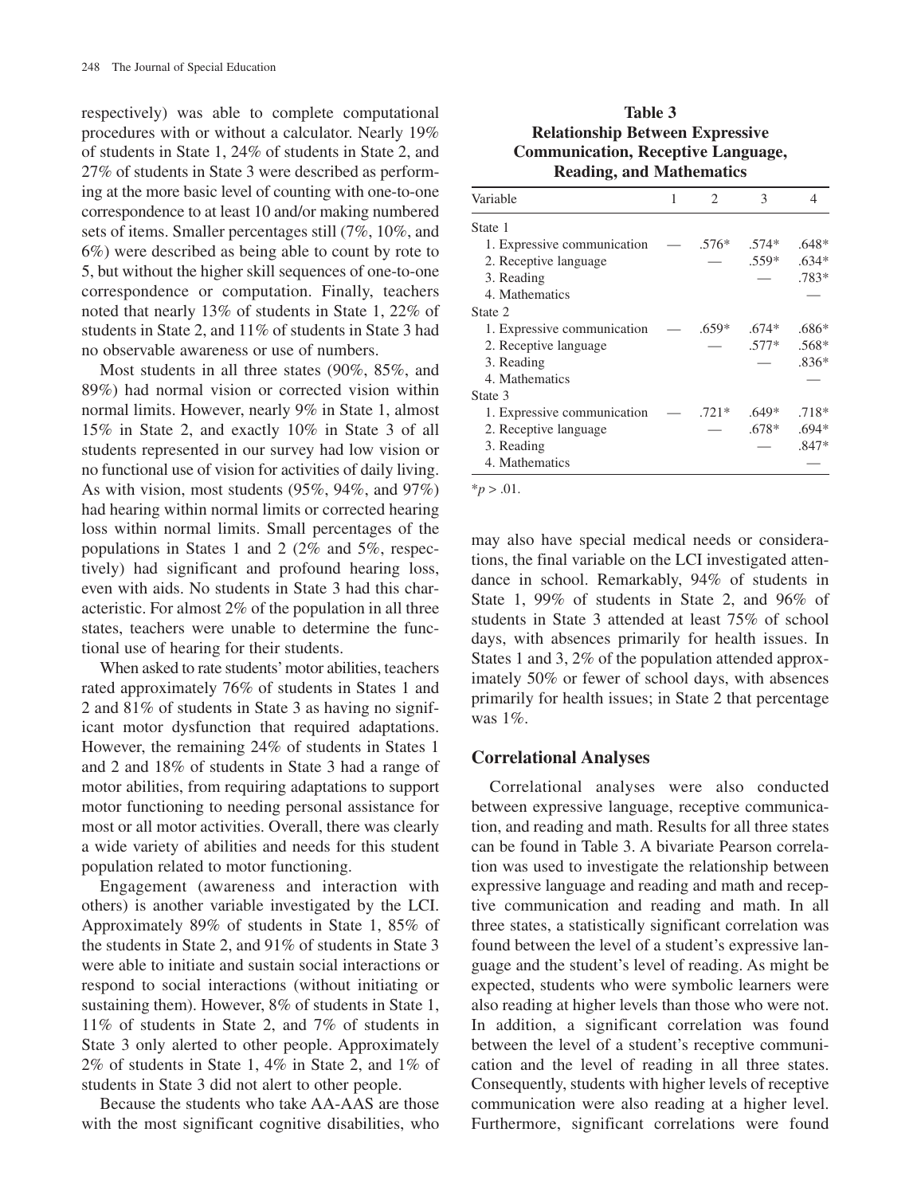respectively) was able to complete computational procedures with or without a calculator. Nearly 19% of students in State 1, 24% of students in State 2, and 27% of students in State 3 were described as performing at the more basic level of counting with one-to-one correspondence to at least 10 and/or making numbered sets of items. Smaller percentages still (7%, 10%, and 6%) were described as being able to count by rote to 5, but without the higher skill sequences of one-to-one correspondence or computation. Finally, teachers noted that nearly 13% of students in State 1, 22% of students in State 2, and 11% of students in State 3 had no observable awareness or use of numbers.

Most students in all three states (90%, 85%, and 89%) had normal vision or corrected vision within normal limits. However, nearly 9% in State 1, almost 15% in State 2, and exactly 10% in State 3 of all students represented in our survey had low vision or no functional use of vision for activities of daily living. As with vision, most students (95%, 94%, and 97%) had hearing within normal limits or corrected hearing loss within normal limits. Small percentages of the populations in States 1 and 2 (2% and 5%, respectively) had significant and profound hearing loss, even with aids. No students in State 3 had this characteristic. For almost 2% of the population in all three states, teachers were unable to determine the functional use of hearing for their students.

When asked to rate students' motor abilities, teachers rated approximately 76% of students in States 1 and 2 and 81% of students in State 3 as having no significant motor dysfunction that required adaptations. However, the remaining 24% of students in States 1 and 2 and 18% of students in State 3 had a range of motor abilities, from requiring adaptations to support motor functioning to needing personal assistance for most or all motor activities. Overall, there was clearly a wide variety of abilities and needs for this student population related to motor functioning.

Engagement (awareness and interaction with others) is another variable investigated by the LCI. Approximately 89% of students in State 1, 85% of the students in State 2, and 91% of students in State 3 were able to initiate and sustain social interactions or respond to social interactions (without initiating or sustaining them). However, 8% of students in State 1, 11% of students in State 2, and 7% of students in State 3 only alerted to other people. Approximately 2% of students in State 1, 4% in State 2, and 1% of students in State 3 did not alert to other people.

Because the students who take AA-AAS are those with the most significant cognitive disabilities, who may also have special medical needs or considerations, the final variable on the LCI investigated attendance in school. Remarkably, 94% of students in State 1, 99% of students in State 2, and 96% of students in State 3 attended at least 75% of school days, with absences primarily for health issues. In States 1 and 3, 2% of the population attended approximately 50% or fewer of school days, with absences primarily for health issues; in State 2 that percentage was 1%.

**Table 3**
**Relationship Between Expressive Communication, Receptive Language, Reading, and Mathematics**

| Variable | 1 | 2 | 3 | 4 |
|---|---|---|---|---|
| State 1 | | | | |
| 1. Expressive communication | — | .576* | .574* | .648* |
| 2. Receptive language | | — | .559* | .634* |
| 3. Reading | | | — | .783* |
| 4. Mathematics | | | | — |
| State 2 | | | | |
| 1. Expressive communication | — | .659* | .674* | .686* |
| 2. Receptive language | | — | .577* | .568* |
| 3. Reading | | | — | .836* |
| 4. Mathematics | | | | — |
| State 3 | | | | |
| 1. Expressive communication | — | .721* | .649* | .718* |
| 2. Receptive language | | — | .678* | .694* |
| 3. Reading | | | — | .847* |
| 4. Mathematics | | | | — |

*$p > .01$.

## Correlational Analyses

Correlational analyses were also conducted between expressive language, receptive communication, and reading and math. Results for all three states can be found in Table 3. A bivariate Pearson correlation was used to investigate the relationship between expressive language and reading and math and receptive communication and reading and math. In all three states, a statistically significant correlation was found between the level of a student's expressive language and the student's level of reading. As might be expected, students who were symbolic learners were also reading at higher levels than those who were not. In addition, a significant correlation was found between the level of a student's receptive communication and the level of reading in all three states. Consequently, students with higher levels of receptive communication were also reading at a higher level. Furthermore, significant correlations were found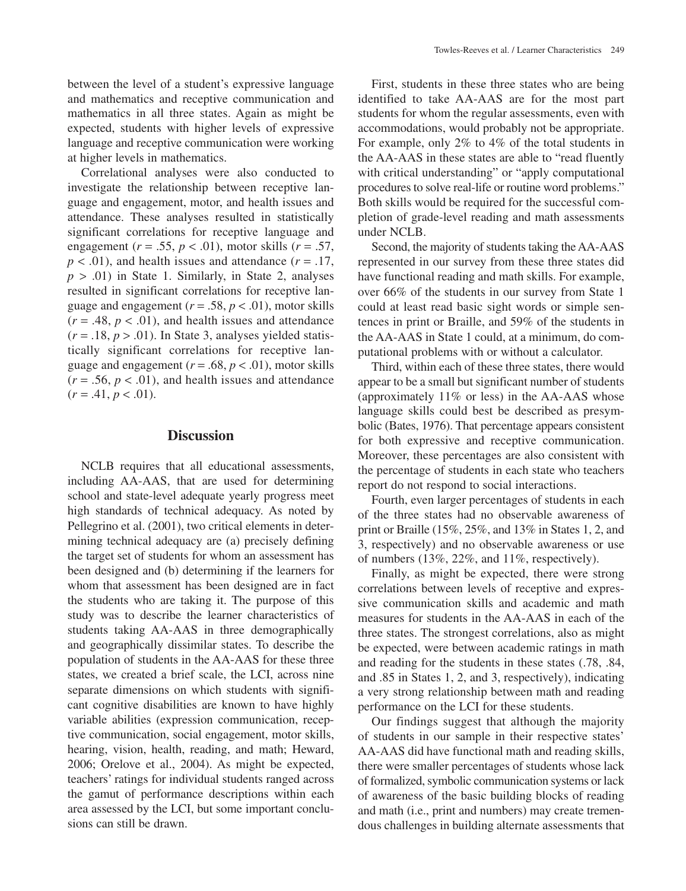between the level of a student's expressive language and mathematics and receptive communication and mathematics in all three states. Again as might be expected, students with higher levels of expressive language and receptive communication were working at higher levels in mathematics.

Correlational analyses were also conducted to investigate the relationship between receptive language and engagement, motor, and health issues and attendance. These analyses resulted in statistically significant correlations for receptive language and engagement ($r = .55$, $p < .01$), motor skills ($r = .57$, $p < .01$), and health issues and attendance ($r = .17$, $p > .01$) in State 1. Similarly, in State 2, analyses resulted in significant correlations for receptive language and engagement ($r = .58$, $p < .01$), motor skills ($r = .48$, $p < .01$), and health issues and attendance ($r = .18$, $p > .01$). In State 3, analyses yielded statistically significant correlations for receptive language and engagement ($r = .68$, $p < .01$), motor skills ($r = .56$, $p < .01$), and health issues and attendance ($r = .41$, $p < .01$).

## Discussion

NCLB requires that all educational assessments, including AA-AAS, that are used for determining school and state-level adequate yearly progress meet high standards of technical adequacy. As noted by Pellegrino et al. (2001), two critical elements in determining technical adequacy are (a) precisely defining the target set of students for whom an assessment has been designed and (b) determining if the learners for whom that assessment has been designed are in fact the students who are taking it. The purpose of this study was to describe the learner characteristics of students taking AA-AAS in three demographically and geographically dissimilar states. To describe the population of students in the AA-AAS for these three states, we created a brief scale, the LCI, across nine separate dimensions on which students with significant cognitive disabilities are known to have highly variable abilities (expression communication, receptive communication, social engagement, motor skills, hearing, vision, health, reading, and math; Heward, 2006; Orelove et al., 2004). As might be expected, teachers' ratings for individual students ranged across the gamut of performance descriptions within each area assessed by the LCI, but some important conclusions can still be drawn.

First, students in these three states who are being identified to take AA-AAS are for the most part students for whom the regular assessments, even with accommodations, would probably not be appropriate. For example, only 2% to 4% of the total students in the AA-AAS in these states are able to "read fluently with critical understanding" or "apply computational procedures to solve real-life or routine word problems." Both skills would be required for the successful completion of grade-level reading and math assessments under NCLB.

Second, the majority of students taking the AA-AAS represented in our survey from these three states did have functional reading and math skills. For example, over 66% of the students in our survey from State 1 could at least read basic sight words or simple sentences in print or Braille, and 59% of the students in the AA-AAS in State 1 could, at a minimum, do computational problems with or without a calculator.

Third, within each of these three states, there would appear to be a small but significant number of students (approximately 11% or less) in the AA-AAS whose language skills could best be described as presymbolic (Bates, 1976). That percentage appears consistent for both expressive and receptive communication. Moreover, these percentages are also consistent with the percentage of students in each state who teachers report do not respond to social interactions.

Fourth, even larger percentages of students in each of the three states had no observable awareness of print or Braille (15%, 25%, and 13% in States 1, 2, and 3, respectively) and no observable awareness or use of numbers (13%, 22%, and 11%, respectively).

Finally, as might be expected, there were strong correlations between levels of receptive and expressive communication skills and academic and math measures for students in the AA-AAS in each of the three states. The strongest correlations, also as might be expected, were between academic ratings in math and reading for the students in these states (.78, .84, and .85 in States 1, 2, and 3, respectively), indicating a very strong relationship between math and reading performance on the LCI for these students.

Our findings suggest that although the majority of students in our sample in their respective states' AA-AAS did have functional math and reading skills, there were smaller percentages of students whose lack of formalized, symbolic communication systems or lack of awareness of the basic building blocks of reading and math (i.e., print and numbers) may create tremendous challenges in building alternate assessments that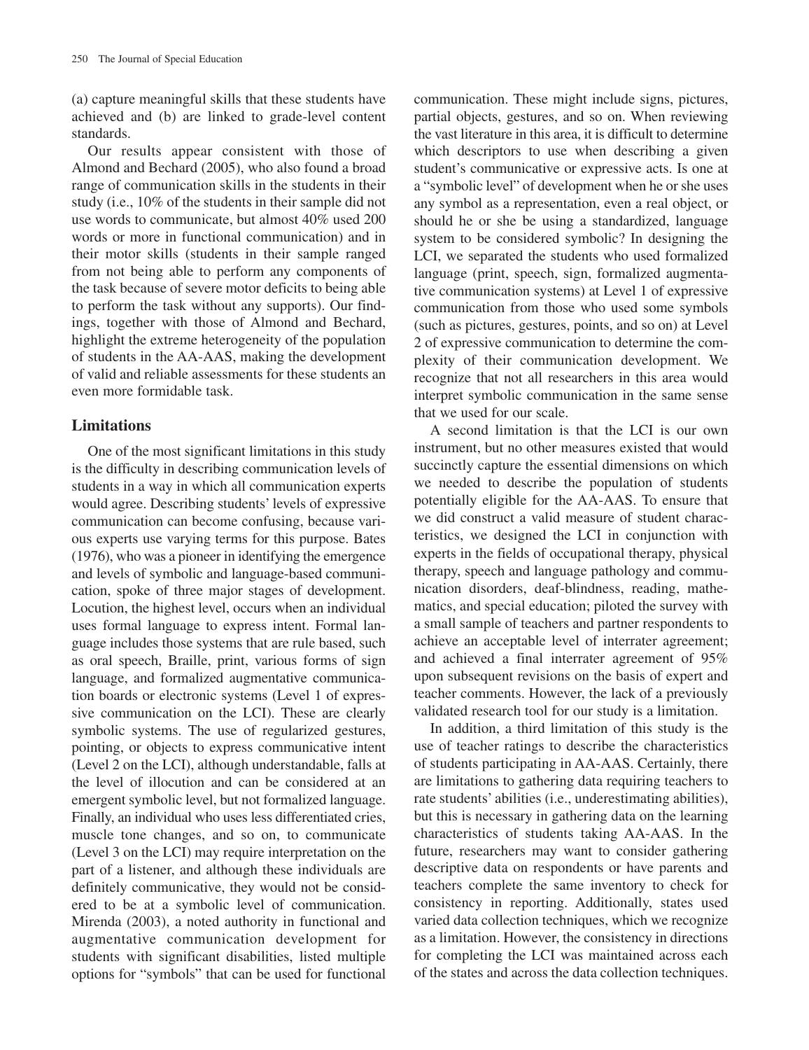(a) capture meaningful skills that these students have achieved and (b) are linked to grade-level content standards.

Our results appear consistent with those of Almond and Bechard (2005), who also found a broad range of communication skills in the students in their study (i.e., 10% of the students in their sample did not use words to communicate, but almost 40% used 200 words or more in functional communication) and in their motor skills (students in their sample ranged from not being able to perform any components of the task because of severe motor deficits to being able to perform the task without any supports). Our findings, together with those of Almond and Bechard, highlight the extreme heterogeneity of the population of students in the AA-AAS, making the development of valid and reliable assessments for these students an even more formidable task.

## Limitations

One of the most significant limitations in this study is the difficulty in describing communication levels of students in a way in which all communication experts would agree. Describing students' levels of expressive communication can become confusing, because various experts use varying terms for this purpose. Bates (1976), who was a pioneer in identifying the emergence and levels of symbolic and language-based communication, spoke of three major stages of development. Locution, the highest level, occurs when an individual uses formal language to express intent. Formal language includes those systems that are rule based, such as oral speech, Braille, print, various forms of sign language, and formalized augmentative communication boards or electronic systems (Level 1 of expressive communication on the LCI). These are clearly symbolic systems. The use of regularized gestures, pointing, or objects to express communicative intent (Level 2 on the LCI), although understandable, falls at the level of illocution and can be considered at an emergent symbolic level, but not formalized language. Finally, an individual who uses less differentiated cries, muscle tone changes, and so on, to communicate (Level 3 on the LCI) may require interpretation on the part of a listener, and although these individuals are definitely communicative, they would not be considered to be at a symbolic level of communication. Mirenda (2003), a noted authority in functional and augmentative communication development for students with significant disabilities, listed multiple options for "symbols" that can be used for functional communication. These might include signs, pictures, partial objects, gestures, and so on. When reviewing the vast literature in this area, it is difficult to determine which descriptors to use when describing a given student's communicative or expressive acts. Is one at a "symbolic level" of development when he or she uses any symbol as a representation, even a real object, or should he or she be using a standardized, language system to be considered symbolic? In designing the LCI, we separated the students who used formalized language (print, speech, sign, formalized augmentative communication systems) at Level 1 of expressive communication from those who used some symbols (such as pictures, gestures, points, and so on) at Level 2 of expressive communication to determine the complexity of their communication development. We recognize that not all researchers in this area would interpret symbolic communication in the same sense that we used for our scale.

A second limitation is that the LCI is our own instrument, but no other measures existed that would succinctly capture the essential dimensions on which we needed to describe the population of students potentially eligible for the AA-AAS. To ensure that we did construct a valid measure of student characteristics, we designed the LCI in conjunction with experts in the fields of occupational therapy, physical therapy, speech and language pathology and communication disorders, deaf-blindness, reading, mathematics, and special education; piloted the survey with a small sample of teachers and partner respondents to achieve an acceptable level of interrater agreement; and achieved a final interrater agreement of 95% upon subsequent revisions on the basis of expert and teacher comments. However, the lack of a previously validated research tool for our study is a limitation.

In addition, a third limitation of this study is the use of teacher ratings to describe the characteristics of students participating in AA-AAS. Certainly, there are limitations to gathering data requiring teachers to rate students' abilities (i.e., underestimating abilities), but this is necessary in gathering data on the learning characteristics of students taking AA-AAS. In the future, researchers may want to consider gathering descriptive data on respondents or have parents and teachers complete the same inventory to check for consistency in reporting. Additionally, states used varied data collection techniques, which we recognize as a limitation. However, the consistency in directions for completing the LCI was maintained across each of the states and across the data collection techniques.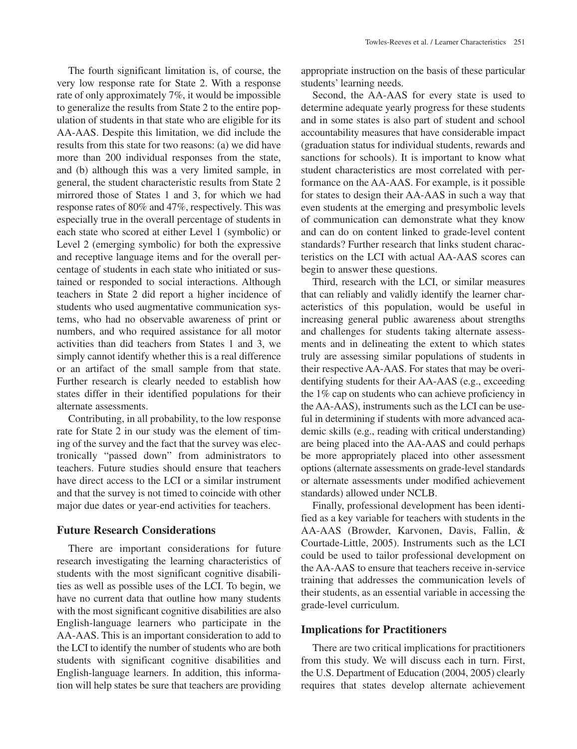The fourth significant limitation is, of course, the very low response rate for State 2. With a response rate of only approximately 7%, it would be impossible to generalize the results from State 2 to the entire population of students in that state who are eligible for its AA-AAS. Despite this limitation, we did include the results from this state for two reasons: (a) we did have more than 200 individual responses from the state, and (b) although this was a very limited sample, in general, the student characteristic results from State 2 mirrored those of States 1 and 3, for which we had response rates of 80% and 47%, respectively. This was especially true in the overall percentage of students in each state who scored at either Level 1 (symbolic) or Level 2 (emerging symbolic) for both the expressive and receptive language items and for the overall percentage of students in each state who initiated or sustained or responded to social interactions. Although teachers in State 2 did report a higher incidence of students who used augmentative communication systems, who had no observable awareness of print or numbers, and who required assistance for all motor activities than did teachers from States 1 and 3, we simply cannot identify whether this is a real difference or an artifact of the small sample from that state. Further research is clearly needed to establish how states differ in their identified populations for their alternate assessments.

Contributing, in all probability, to the low response rate for State 2 in our study was the element of timing of the survey and the fact that the survey was electronically "passed down" from administrators to teachers. Future studies should ensure that teachers have direct access to the LCI or a similar instrument and that the survey is not timed to coincide with other major due dates or year-end activities for teachers.

## Future Research Considerations

There are important considerations for future research investigating the learning characteristics of students with the most significant cognitive disabilities as well as possible uses of the LCI. To begin, we have no current data that outline how many students with the most significant cognitive disabilities are also English-language learners who participate in the AA-AAS. This is an important consideration to add to the LCI to identify the number of students who are both students with significant cognitive disabilities and English-language learners. In addition, this information will help states be sure that teachers are providing appropriate instruction on the basis of these particular students' learning needs.

Second, the AA-AAS for every state is used to determine adequate yearly progress for these students and in some states is also part of student and school accountability measures that have considerable impact (graduation status for individual students, rewards and sanctions for schools). It is important to know what student characteristics are most correlated with performance on the AA-AAS. For example, is it possible for states to design their AA-AAS in such a way that even students at the emerging and presymbolic levels of communication can demonstrate what they know and can do on content linked to grade-level content standards? Further research that links student characteristics on the LCI with actual AA-AAS scores can begin to answer these questions.

Third, research with the LCI, or similar measures that can reliably and validly identify the learner characteristics of this population, would be useful in increasing general public awareness about strengths and challenges for students taking alternate assessments and in delineating the extent to which states truly are assessing similar populations of students in their respective AA-AAS. For states that may be overidentifying students for their AA-AAS (e.g., exceeding the 1% cap on students who can achieve proficiency in the AA-AAS), instruments such as the LCI can be useful in determining if students with more advanced academic skills (e.g., reading with critical understanding) are being placed into the AA-AAS and could perhaps be more appropriately placed into other assessment options (alternate assessments on grade-level standards or alternate assessments under modified achievement standards) allowed under NCLB.

Finally, professional development has been identified as a key variable for teachers with students in the AA-AAS (Browder, Karvonen, Davis, Fallin, & Courtade-Little, 2005). Instruments such as the LCI could be used to tailor professional development on the AA-AAS to ensure that teachers receive in-service training that addresses the communication levels of their students, as an essential variable in accessing the grade-level curriculum.

## Implications for Practitioners

There are two critical implications for practitioners from this study. We will discuss each in turn. First, the U.S. Department of Education (2004, 2005) clearly requires that states develop alternate achievement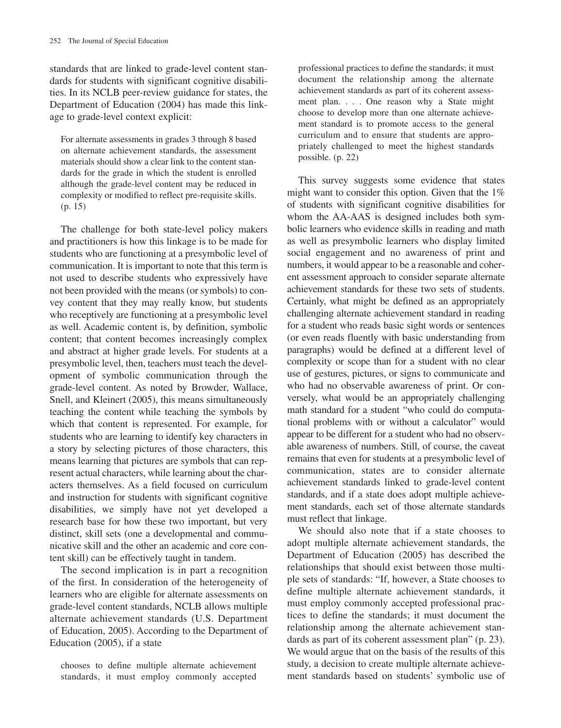standards that are linked to grade-level content standards for students with significant cognitive disabilities. In its NCLB peer-review guidance for states, the Department of Education (2004) has made this linkage to grade-level context explicit:

> For alternate assessments in grades 3 through 8 based on alternate achievement standards, the assessment materials should show a clear link to the content standards for the grade in which the student is enrolled although the grade-level content may be reduced in complexity or modified to reflect pre-requisite skills. (p. 15)

The challenge for both state-level policy makers and practitioners is how this linkage is to be made for students who are functioning at a presymbolic level of communication. It is important to note that this term is not used to describe students who expressively have not been provided with the means (or symbols) to convey content that they may really know, but students who receptively are functioning at a presymbolic level as well. Academic content is, by definition, symbolic content; that content becomes increasingly complex and abstract at higher grade levels. For students at a presymbolic level, then, teachers must teach the development of symbolic communication through the grade-level content. As noted by Browder, Wallace, Snell, and Kleinert (2005), this means simultaneously teaching the content while teaching the symbols by which that content is represented. For example, for students who are learning to identify key characters in a story by selecting pictures of those characters, this means learning that pictures are symbols that can represent actual characters, while learning about the characters themselves. As a field focused on curriculum and instruction for students with significant cognitive disabilities, we simply have not yet developed a research base for how these two important, but very distinct, skill sets (one a developmental and communicative skill and the other an academic and core content skill) can be effectively taught in tandem.

The second implication is in part a recognition of the first. In consideration of the heterogeneity of learners who are eligible for alternate assessments on grade-level content standards, NCLB allows multiple alternate achievement standards (U.S. Department of Education, 2005). According to the Department of Education (2005), if a state

> chooses to define multiple alternate achievement standards, it must employ commonly accepted professional practices to define the standards; it must document the relationship among the alternate achievement standards as part of its coherent assessment plan. . . . One reason why a State might choose to develop more than one alternate achievement standard is to promote access to the general curriculum and to ensure that students are appropriately challenged to meet the highest standards possible. (p. 22)

This survey suggests some evidence that states might want to consider this option. Given that the 1% of students with significant cognitive disabilities for whom the AA-AAS is designed includes both symbolic learners who evidence skills in reading and math as well as presymbolic learners who display limited social engagement and no awareness of print and numbers, it would appear to be a reasonable and coherent assessment approach to consider separate alternate achievement standards for these two sets of students. Certainly, what might be defined as an appropriately challenging alternate achievement standard in reading for a student who reads basic sight words or sentences (or even reads fluently with basic understanding from paragraphs) would be defined at a different level of complexity or scope than for a student with no clear use of gestures, pictures, or signs to communicate and who had no observable awareness of print. Or conversely, what would be an appropriately challenging math standard for a student "who could do computational problems with or without a calculator" would appear to be different for a student who had no observable awareness of numbers. Still, of course, the caveat remains that even for students at a presymbolic level of communication, states are to consider alternate achievement standards linked to grade-level content standards, and if a state does adopt multiple achievement standards, each set of those alternate standards must reflect that linkage.

We should also note that if a state chooses to adopt multiple alternate achievement standards, the Department of Education (2005) has described the relationships that should exist between those multiple sets of standards: "If, however, a State chooses to define multiple alternate achievement standards, it must employ commonly accepted professional practices to define the standards; it must document the relationship among the alternate achievement standards as part of its coherent assessment plan" (p. 23). We would argue that on the basis of the results of this study, a decision to create multiple alternate achievement standards based on students' symbolic use of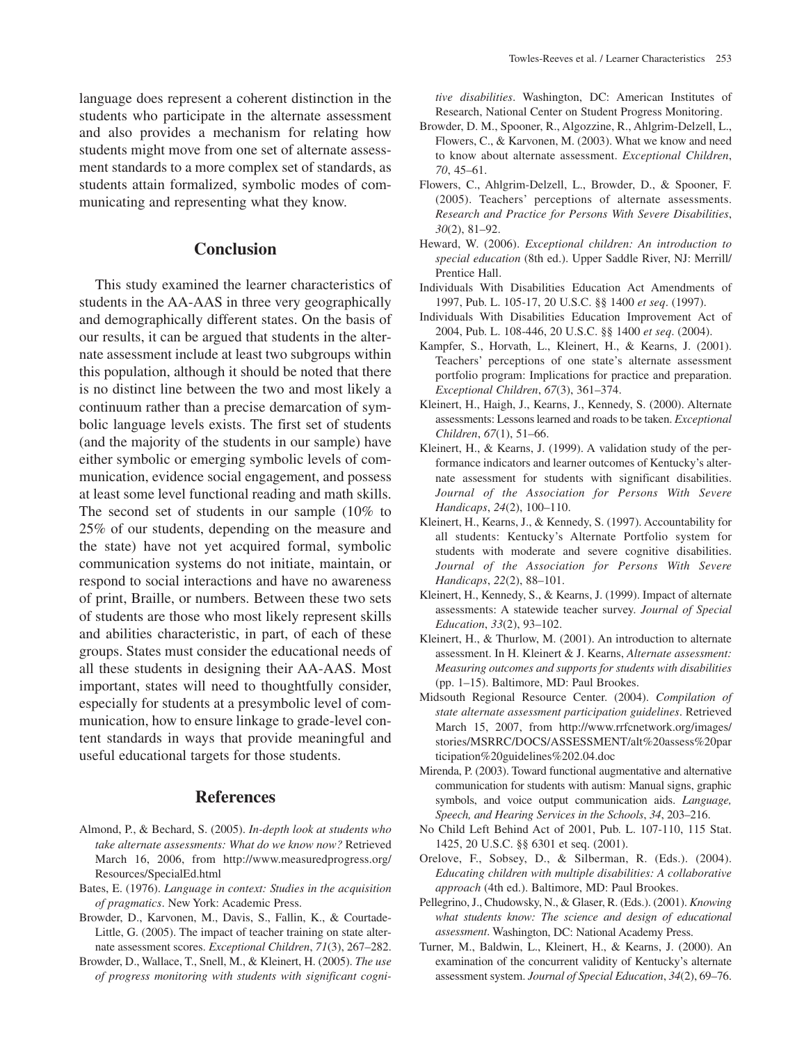language does represent a coherent distinction in the students who participate in the alternate assessment and also provides a mechanism for relating how students might move from one set of alternate assessment standards to a more complex set of standards, as students attain formalized, symbolic modes of communicating and representing what they know.

## Conclusion

This study examined the learner characteristics of students in the AA-AAS in three very geographically and demographically different states. On the basis of our results, it can be argued that students in the alternate assessment include at least two subgroups within this population, although it should be noted that there is no distinct line between the two and most likely a continuum rather than a precise demarcation of symbolic language levels exists. The first set of students (and the majority of the students in our sample) have either symbolic or emerging symbolic levels of communication, evidence social engagement, and possess at least some level functional reading and math skills. The second set of students in our sample (10% to 25% of our students, depending on the measure and the state) have not yet acquired formal, symbolic communication systems do not initiate, maintain, or respond to social interactions and have no awareness of print, Braille, or numbers. Between these two sets of students are those who most likely represent skills and abilities characteristic, in part, of each of these groups. States must consider the educational needs of all these students in designing their AA-AAS. Most important, states will need to thoughtfully consider, especially for students at a presymbolic level of communication, how to ensure linkage to grade-level content standards in ways that provide meaningful and useful educational targets for those students.

## References

Almond, P., & Bechard, S. (2005). *In-depth look at students who take alternate assessments: What do we know now?* Retrieved March 16, 2006, from http://www.measuredprogress.org/Resources/SpecialEd.html

Bates, E. (1976). *Language in context: Studies in the acquisition of pragmatics*. New York: Academic Press.

Browder, D., Karvonen, M., Davis, S., Fallin, K., & Courtade-Little, G. (2005). The impact of teacher training on state alternate assessment scores. *Exceptional Children*, *71*(3), 267–282.

Browder, D., Wallace, T., Snell, M., & Kleinert, H. (2005). *The use of progress monitoring with students with significant cognitive disabilities*. Washington, DC: American Institutes of Research, National Center on Student Progress Monitoring.

Browder, D. M., Spooner, R., Algozzine, R., Ahlgrim-Delzell, L., Flowers, C., & Karvonen, M. (2003). What we know and need to know about alternate assessment. *Exceptional Children*, *70*, 45–61.

Flowers, C., Ahlgrim-Delzell, L., Browder, D., & Spooner, F. (2005). Teachers' perceptions of alternate assessments. *Research and Practice for Persons With Severe Disabilities*, *30*(2), 81–92.

Heward, W. (2006). *Exceptional children: An introduction to special education* (8th ed.). Upper Saddle River, NJ: Merrill/Prentice Hall.

Individuals With Disabilities Education Act Amendments of 1997, Pub. L. 105-17, 20 U.S.C. §§ 1400 *et seq*. (1997).

Individuals With Disabilities Education Improvement Act of 2004, Pub. L. 108-446, 20 U.S.C. §§ 1400 *et seq*. (2004).

Kampfer, S., Horvath, L., Kleinert, H., & Kearns, J. (2001). Teachers' perceptions of one state's alternate assessment portfolio program: Implications for practice and preparation. *Exceptional Children*, *67*(3), 361–374.

Kleinert, H., Haigh, J., Kearns, J., Kennedy, S. (2000). Alternate assessments: Lessons learned and roads to be taken. *Exceptional Children*, *67*(1), 51–66.

Kleinert, H., & Kearns, J. (1999). A validation study of the performance indicators and learner outcomes of Kentucky's alternate assessment for students with significant disabilities. *Journal of the Association for Persons With Severe Handicaps*, *24*(2), 100–110.

Kleinert, H., Kearns, J., & Kennedy, S. (1997). Accountability for all students: Kentucky's Alternate Portfolio system for students with moderate and severe cognitive disabilities. *Journal of the Association for Persons With Severe Handicaps*, *22*(2), 88–101.

Kleinert, H., Kennedy, S., & Kearns, J. (1999). Impact of alternate assessments: A statewide teacher survey. *Journal of Special Education*, *33*(2), 93–102.

Kleinert, H., & Thurlow, M. (2001). An introduction to alternate assessment. In H. Kleinert & J. Kearns, *Alternate assessment: Measuring outcomes and supports for students with disabilities* (pp. 1–15). Baltimore, MD: Paul Brookes.

Midsouth Regional Resource Center. (2004). *Compilation of state alternate assessment participation guidelines*. Retrieved March 15, 2007, from http://www.rrfcnetwork.org/images/stories/MSRRC/DOCS/ASSESSMENT/alt%20assess%20participation%20guidelines%202.04.doc

Mirenda, P. (2003). Toward functional augmentative and alternative communication for students with autism: Manual signs, graphic symbols, and voice output communication aids. *Language, Speech, and Hearing Services in the Schools*, *34*, 203–216.

No Child Left Behind Act of 2001, Pub. L. 107-110, 115 Stat. 1425, 20 U.S.C. §§ 6301 et seq. (2001).

Orelove, F., Sobsey, D., & Silberman, R. (Eds.). (2004). *Educating children with multiple disabilities: A collaborative approach* (4th ed.). Baltimore, MD: Paul Brookes.

Pellegrino, J., Chudowsky, N., & Glaser, R. (Eds.). (2001). *Knowing what students know: The science and design of educational assessment*. Washington, DC: National Academy Press.

Turner, M., Baldwin, L., Kleinert, H., & Kearns, J. (2000). An examination of the concurrent validity of Kentucky's alternate assessment system. *Journal of Special Education*, *34*(2), 69–76.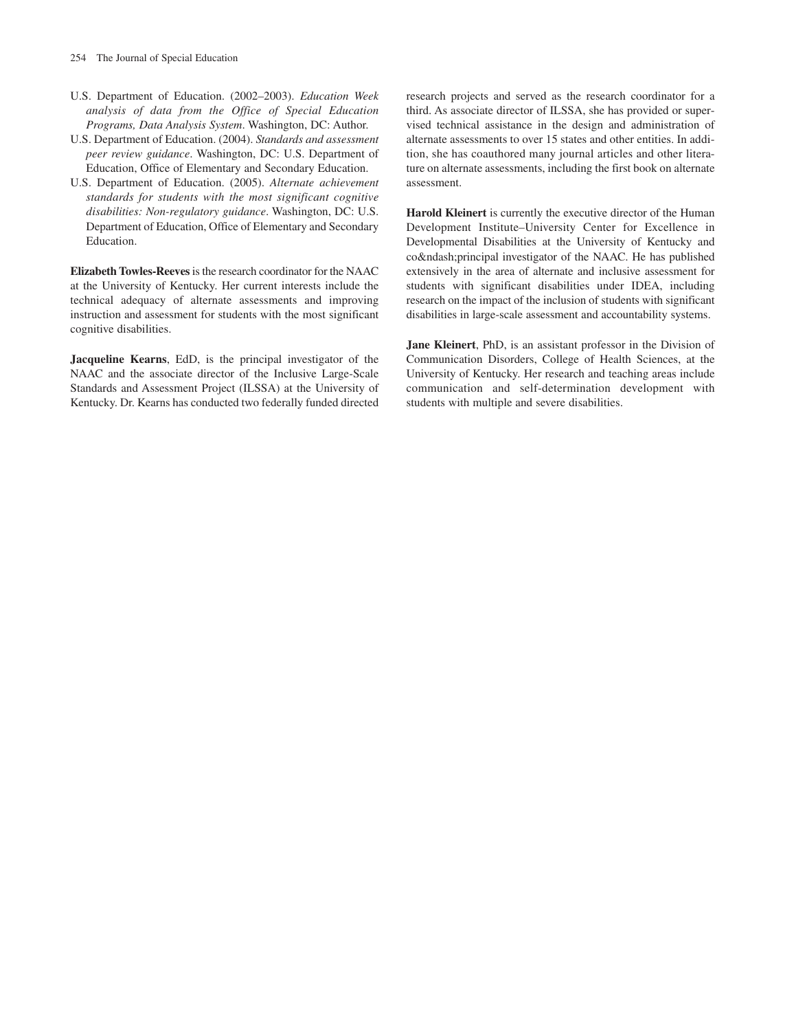U.S. Department of Education. (2002–2003). *Education Week analysis of data from the Office of Special Education Programs, Data Analysis System*. Washington, DC: Author.

U.S. Department of Education. (2004). *Standards and assessment peer review guidance*. Washington, DC: U.S. Department of Education, Office of Elementary and Secondary Education.

U.S. Department of Education. (2005). *Alternate achievement standards for students with the most significant cognitive disabilities: Non-regulatory guidance*. Washington, DC: U.S. Department of Education, Office of Elementary and Secondary Education.

**Elizabeth Towles-Reeves** is the research coordinator for the NAAC at the University of Kentucky. Her current interests include the technical adequacy of alternate assessments and improving instruction and assessment for students with the most significant cognitive disabilities.

**Jacqueline Kearns**, EdD, is the principal investigator of the NAAC and the associate director of the Inclusive Large-Scale Standards and Assessment Project (ILSSA) at the University of Kentucky. Dr. Kearns has conducted two federally funded directed research projects and served as the research coordinator for a third. As associate director of ILSSA, she has provided or supervised technical assistance in the design and administration of alternate assessments to over 15 states and other entities. In addition, she has coauthored many journal articles and other literature on alternate assessments, including the first book on alternate assessment.

**Harold Kleinert** is currently the executive director of the Human Development Institute–University Center for Excellence in Developmental Disabilities at the University of Kentucky and co&ndash;principal investigator of the NAAC. He has published extensively in the area of alternate and inclusive assessment for students with significant disabilities under IDEA, including research on the impact of the inclusion of students with significant disabilities in large-scale assessment and accountability systems.

**Jane Kleinert**, PhD, is an assistant professor in the Division of Communication Disorders, College of Health Sciences, at the University of Kentucky. Her research and teaching areas include communication and self-determination development with students with multiple and severe disabilities.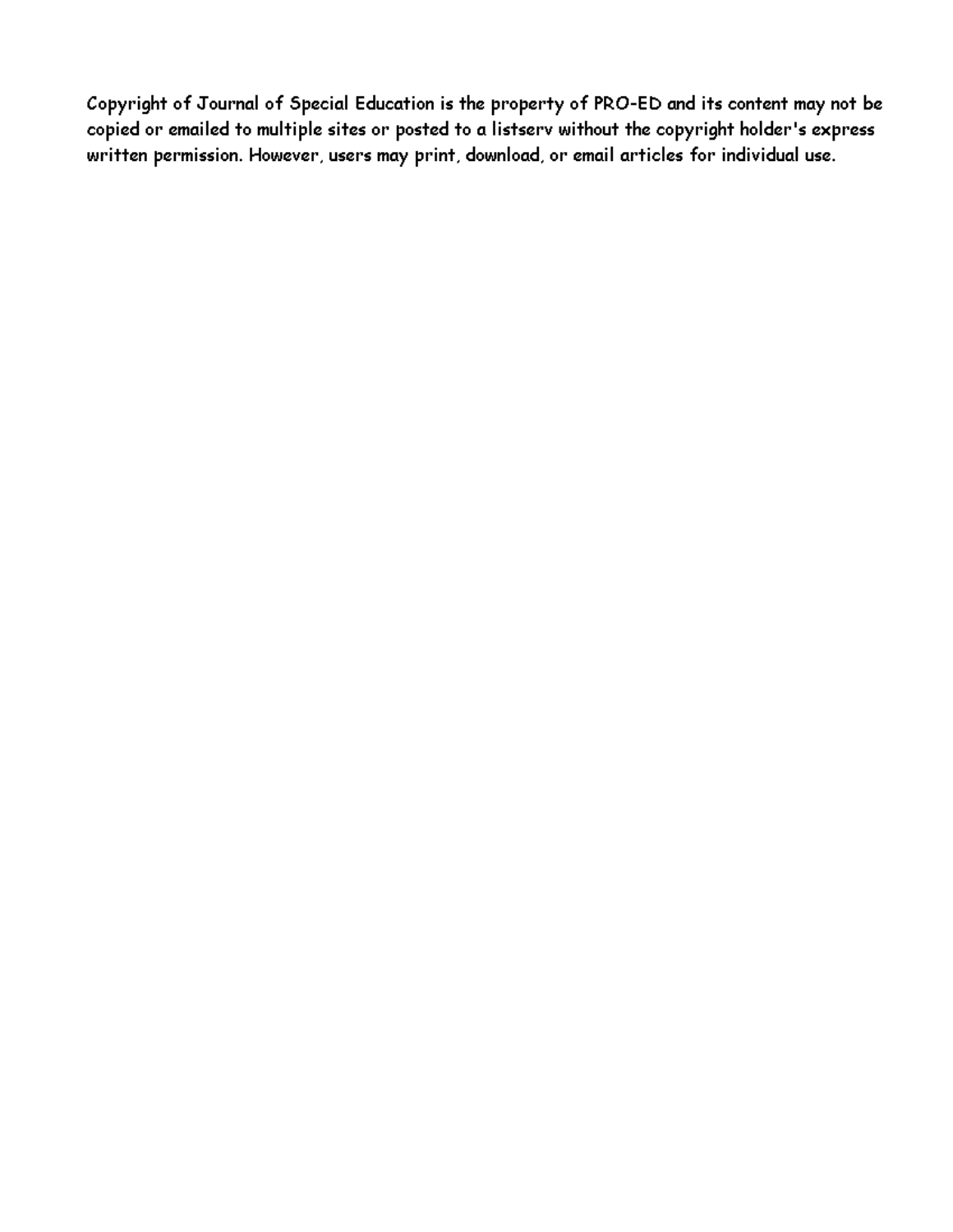Copyright of Journal of Special Education is the property of PRO-ED and its content may not be copied or emailed to multiple sites or posted to a listserv without the copyright holder's express written permission. However, users may print, download, or email articles for individual use.